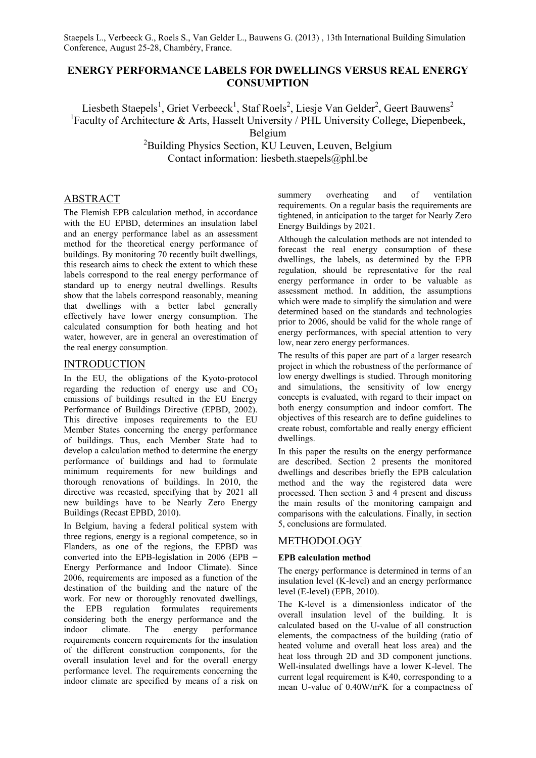Staepels L., Verbeeck G., Roels S., Van Gelder L., Bauwens G. (2013) , 13th International Building Simulation Conference, August 25-28, Chambéry, France.

# ENERGY PERFORMANCE LABELS FOR DWELLINGS VERSUS REAL ENERGY CONSUMPTION

Liesbeth Staepels[1], Griet Verbeeck[1], Staf Roels[2], Liesje Van Gelder[2], Geert Bauwens[2]
[1]Faculty of Architecture & Arts, Hasselt University / PHL University College, Diepenbeek, Belgium
[2]Building Physics Section, KU Leuven, Leuven, Belgium
Contact information: liesbeth.staepels@phl.be

## ABSTRACT

The Flemish EPB calculation method, in accordance with the EU EPBD, determines an insulation label and an energy performance label as an assessment method for the theoretical energy performance of buildings. By monitoring 70 recently built dwellings, this research aims to check the extent to which these labels correspond to the real energy performance of standard up to energy neutral dwellings. Results show that the labels correspond reasonably, meaning that dwellings with a better label generally effectively have lower energy consumption. The calculated consumption for both heating and hot water, however, are in general an overestimation of the real energy consumption.

## INTRODUCTION

In the EU, the obligations of the Kyoto-protocol regarding the reduction of energy use and $CO_2$ emissions of buildings resulted in the EU Energy Performance of Buildings Directive (EPBD, 2002). This directive imposes requirements to the EU Member States concerning the energy performance of buildings. Thus, each Member State had to develop a calculation method to determine the energy performance of buildings and had to formulate minimum requirements for new buildings and thorough renovations of buildings. In 2010, the directive was recasted, specifying that by 2021 all new buildings have to be Nearly Zero Energy Buildings (Recast EPBD, 2010).

In Belgium, having a federal political system with three regions, energy is a regional competence, so in Flanders, as one of the regions, the EPBD was converted into the EPB-legislation in 2006 (EPB = Energy Performance and Indoor Climate). Since 2006, requirements are imposed as a function of the destination of the building and the nature of the work. For new or thoroughly renovated dwellings, the EPB regulation formulates requirements considering both the energy performance and the indoor climate. The energy performance requirements concern requirements for the insulation of the different construction components, for the overall insulation level and for the overall energy performance level. The requirements concerning the indoor climate are specified by means of a risk on summery overheating and of ventilation requirements. On a regular basis the requirements are tightened, in anticipation to the target for Nearly Zero Energy Buildings by 2021.

Although the calculation methods are not intended to forecast the real energy consumption of these dwellings, the labels, as determined by the EPB regulation, should be representative for the real energy performance in order to be valuable as assessment method. In addition, the assumptions which were made to simplify the simulation and were determined based on the standards and technologies prior to 2006, should be valid for the whole range of energy performances, with special attention to very low, near zero energy performances.

The results of this paper are part of a larger research project in which the robustness of the performance of low energy dwellings is studied. Through monitoring and simulations, the sensitivity of low energy concepts is evaluated, with regard to their impact on both energy consumption and indoor comfort. The objectives of this research are to define guidelines to create robust, comfortable and really energy efficient dwellings.

In this paper the results on the energy performance are described. Section 2 presents the monitored dwellings and describes briefly the EPB calculation method and the way the registered data were processed. Then section 3 and 4 present and discuss the main results of the monitoring campaign and comparisons with the calculations. Finally, in section 5, conclusions are formulated.

## METHODOLOGY

### EPB calculation method

The energy performance is determined in terms of an insulation level (K-level) and an energy performance level (E-level) (EPB, 2010).

The K-level is a dimensionless indicator of the overall insulation level of the building. It is calculated based on the U-value of all construction elements, the compactness of the building (ratio of heated volume and overall heat loss area) and the heat loss through 2D and 3D component junctions. Well-insulated dwellings have a lower K-level. The current legal requirement is K40, corresponding to a mean U-value of 0.40W/m²K for a compactness of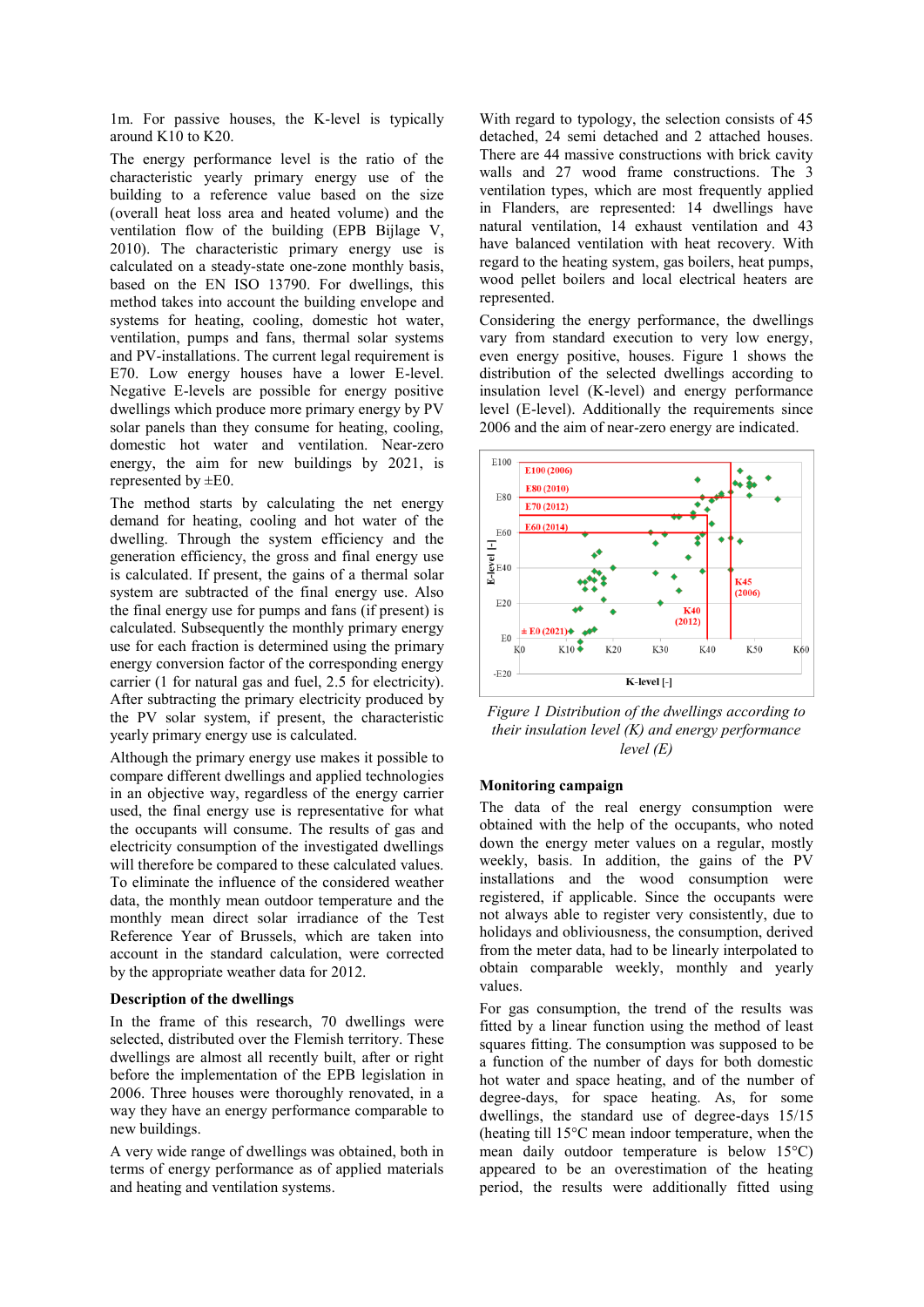1m. For passive houses, the K-level is typically around K10 to K20.

The energy performance level is the ratio of the characteristic yearly primary energy use of the building to a reference value based on the size (overall heat loss area and heated volume) and the ventilation flow of the building (EPB Bijlage V, 2010). The characteristic primary energy use is calculated on a steady-state one-zone monthly basis, based on the EN ISO 13790. For dwellings, this method takes into account the building envelope and systems for heating, cooling, domestic hot water, ventilation, pumps and fans, thermal solar systems and PV-installations. The current legal requirement is E70. Low energy houses have a lower E-level. Negative E-levels are possible for energy positive dwellings which produce more primary energy by PV solar panels than they consume for heating, cooling, domestic hot water and ventilation. Near-zero energy, the aim for new buildings by 2021, is represented by ±E0.

The method starts by calculating the net energy demand for heating, cooling and hot water of the dwelling. Through the system efficiency and the generation efficiency, the gross and final energy use is calculated. If present, the gains of a thermal solar system are subtracted of the final energy use. Also the final energy use for pumps and fans (if present) is calculated. Subsequently the monthly primary energy use for each fraction is determined using the primary energy conversion factor of the corresponding energy carrier (1 for natural gas and fuel, 2.5 for electricity). After subtracting the primary electricity produced by the PV solar system, if present, the characteristic yearly primary energy use is calculated.

Although the primary energy use makes it possible to compare different dwellings and applied technologies in an objective way, regardless of the energy carrier used, the final energy use is representative for what the occupants will consume. The results of gas and electricity consumption of the investigated dwellings will therefore be compared to these calculated values. To eliminate the influence of the considered weather data, the monthly mean outdoor temperature and the monthly mean direct solar irradiance of the Test Reference Year of Brussels, which are taken into account in the standard calculation, were corrected by the appropriate weather data for 2012.

### Description of the dwellings

In the frame of this research, 70 dwellings were selected, distributed over the Flemish territory. These dwellings are almost all recently built, after or right before the implementation of the EPB legislation in 2006. Three houses were thoroughly renovated, in a way they have an energy performance comparable to new buildings.

A very wide range of dwellings was obtained, both in terms of energy performance as of applied materials and heating and ventilation systems.

With regard to typology, the selection consists of 45 detached, 24 semi detached and 2 attached houses. There are 44 massive constructions with brick cavity walls and 27 wood frame constructions. The 3 ventilation types, which are most frequently applied in Flanders, are represented: 14 dwellings have natural ventilation, 14 exhaust ventilation and 43 have balanced ventilation with heat recovery. With regard to the heating system, gas boilers, heat pumps, wood pellet boilers and local electrical heaters are represented.

Considering the energy performance, the dwellings vary from standard execution to very low energy, even energy positive, houses. Figure 1 shows the distribution of the selected dwellings according to insulation level (K-level) and energy performance level (E-level). Additionally the requirements since 2006 and the aim of near-zero energy are indicated.

*Figure 1 Distribution of the dwellings according to their insulation level (K) and energy performance level (E)*

### Monitoring campaign

The data of the real energy consumption were obtained with the help of the occupants, who noted down the energy meter values on a regular, mostly weekly, basis. In addition, the gains of the PV installations and the wood consumption were registered, if applicable. Since the occupants were not always able to register very consistently, due to holidays and obliviousness, the consumption, derived from the meter data, had to be linearly interpolated to obtain comparable weekly, monthly and yearly values.

For gas consumption, the trend of the results was fitted by a linear function using the method of least squares fitting. The consumption was supposed to be a function of the number of days for both domestic hot water and space heating, and of the number of degree-days, for space heating. As, for some dwellings, the standard use of degree-days 15/15 (heating till 15°C mean indoor temperature, when the mean daily outdoor temperature is below 15°C) appeared to be an overestimation of the heating period, the results were additionally fitted using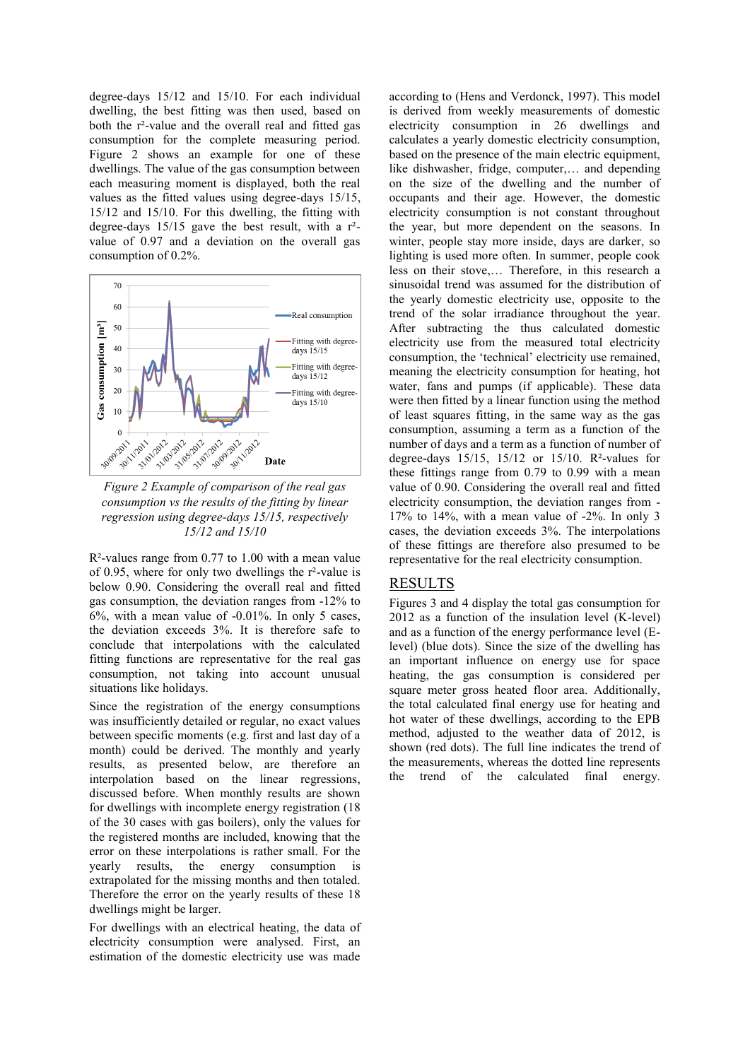degree-days 15/12 and 15/10. For each individual dwelling, the best fitting was then used, based on both the $r^2$-value and the overall real and fitted gas consumption for the complete measuring period. Figure 2 shows an example for one of these dwellings. The value of the gas consumption between each measuring moment is displayed, both the real values as the fitted values using degree-days 15/15, 15/12 and 15/10. For this dwelling, the fitting with degree-days 15/15 gave the best result, with a $r^2$-value of 0.97 and a deviation on the overall gas consumption of 0.2%.

*Figure 2 Example of comparison of the real gas consumption vs the results of the fitting by linear regression using degree-days 15/15, 15/12 and 15/10*

$R^2$-values range from 0.77 to 1.00 with a mean value of 0.95, where for only two dwellings the $r^2$-value is below 0.90. Considering the overall real and fitted gas consumption, the deviation ranges from -12% to 6%, with a mean value of -0.01%. In only 5 cases, the deviation exceeds 3%. It is therefore safe to conclude that interpolations with the calculated fitting functions are representative for the real gas consumption, not taking into account unusual situations like holidays.

Since the registration of the energy consumptions was insufficiently detailed or regular, no exact values between specific moments (e.g. first and last day of a month) could be derived. The monthly and yearly results, as presented below, are therefore an interpolation based on the linear regressions, discussed before. When monthly results are shown for dwellings with incomplete energy registration (18 of the 30 cases with gas boilers), only the values for the registered months are included, knowing that the error on these interpolations is rather small. For the yearly results, the energy consumption is extrapolated for the missing months and then totaled. Therefore the error on the yearly results of these 18 dwellings might be larger.

For dwellings with an electrical heating, the data of electricity consumption were analysed. First, an estimation of the domestic electricity use was made according to (Hens and Verdonck, 1997). This model is derived from weekly measurements of domestic electricity consumption in 26 dwellings and calculates a yearly domestic electricity consumption, based on the presence of the main electric equipment, like dishwasher, fridge, computer,… and depending on the size of the dwelling and the number of occupants and their age. However, the domestic electricity consumption is not constant throughout the year, but more dependent on the seasons. In winter, people stay more inside, days are darker, so lighting is used more often. In summer, people cook less on their stove,… Therefore, in this research a sinusoidal trend was assumed for the distribution of the yearly domestic electricity use, opposite to the trend of the solar irradiance throughout the year. After subtracting the thus calculated domestic electricity use from the measured total electricity consumption, the 'technical' electricity use remained, meaning the electricity consumption for heating, hot water, fans and pumps (if applicable). These data were then fitted by a linear function using the method of least squares fitting, in the same way as the gas consumption, assuming a term as a function of the number of days and a term as a function of number of degree-days 15/15, 15/12 or 15/10. $R^2$-values for these fittings range from 0.79 to 0.99 with a mean value of 0.90. Considering the overall real and fitted electricity consumption, the deviation ranges from -17% to 14%, with a mean value of -2%. In only 3 cases, the deviation exceeds 3%. The interpolations of these fittings are therefore also presumed to be representative for the real electricity consumption.

## RESULTS

Figures 3 and 4 display the total gas consumption for 2012 as a function of the insulation level (K-level) and as a function of the energy performance level (E-level) (blue dots). Since the size of the dwelling has an important influence on energy use for space heating, the gas consumption is considered per square meter gross heated floor area. Additionally, the total calculated final energy use for heating and hot water of these dwellings, according to the EPB method, adjusted to the weather data of 2012, is shown (red dots). The full line indicates the trend of the measurements, whereas the dotted line represents the trend of the calculated final energy.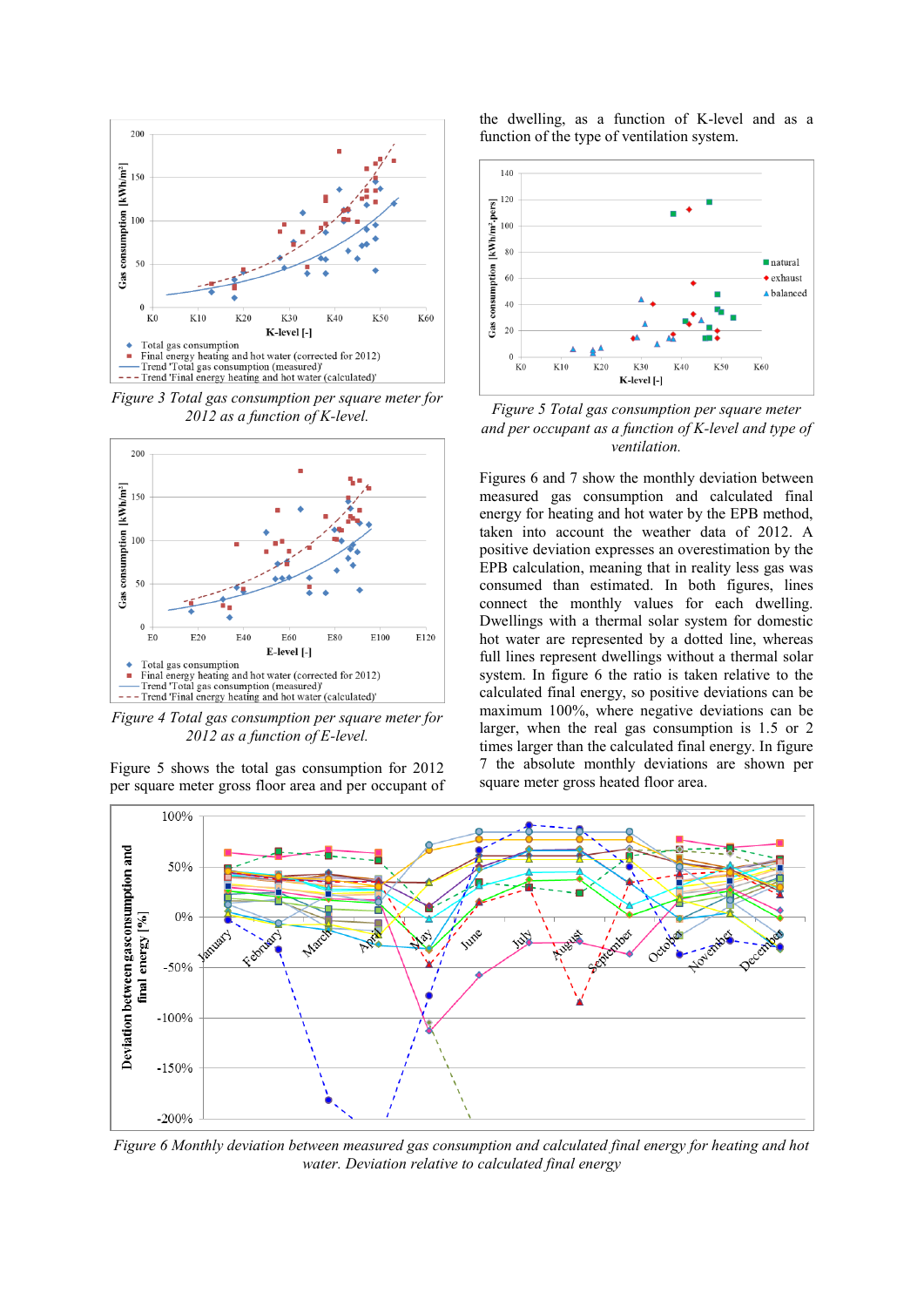Figure 3 Total gas consumption per square meter for 2012 as a function of K-level.

Figure 4 Total gas consumption per square meter for 2012 as a function of E-level.

Figure 5 shows the total gas consumption for 2012 per square meter gross floor area and per occupant of the dwelling, as a function of K-level and as a function of the type of ventilation system.

Figure 5 Total gas consumption per square meter and per occupant as a function of K-level and type of ventilation.

Figures 6 and 7 show the monthly deviation between measured gas consumption and calculated final energy for heating and hot water by the EPB method, taken into account the weather data of 2012. A positive deviation expresses an overestimation by the EPB calculation, meaning that in reality less gas was consumed than estimated. In both figures, lines connect the monthly values for each dwelling. Dwellings with a thermal solar system for domestic hot water are represented by a dotted line, whereas full lines represent dwellings without a thermal solar system. In figure 6 the ratio is taken relative to the calculated final energy, so positive deviations can be maximum 100%, where negative deviations can be larger, when the real gas consumption is 1.5 or 2 times larger than the calculated final energy. In figure 7 the absolute monthly deviations are shown per square meter gross heated floor area.

Figure 6 Monthly deviation between measured gas consumption and calculated final energy for heating and hot water. Deviation relative to calculated final energy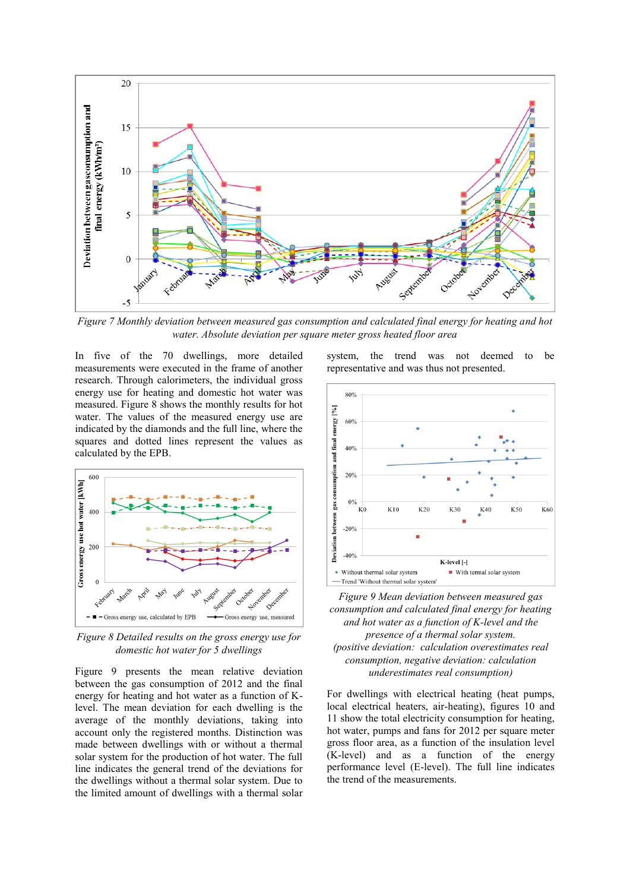*Figure 7 Monthly deviation between measured gas consumption and calculated final energy for heating and hot water. Absolute deviation per square meter gross heated floor area*

In five of the 70 dwellings, more detailed measurements were executed in the frame of another research. Through calorimeters, the individual gross energy use for heating and domestic hot water was measured. Figure 8 shows the monthly results for hot water. The values of the measured energy use are indicated by the diamonds and the full line, where the squares and dotted lines represent the values as calculated by the EPB.

*Figure 8 Detailed results on the gross energy use for domestic hot water for 5 dwellings*

Figure 9 presents the mean relative deviation between the gas consumption of 2012 and the final energy for heating and hot water as a function of K-level. The mean deviation for each dwelling is the average of the monthly deviations, taking into account only the registered months. Distinction was made between dwellings with or without a thermal solar system for the production of hot water. The full line indicates the general trend of the deviations for the dwellings without a thermal solar system. Due to the limited amount of dwellings with a thermal solar system, the trend was not deemed to be representative and was thus not presented.

*Figure 9 Mean deviation between measured gas consumption and calculated final energy for heating and hot water as a function of K-level and the presence of a thermal solar system. (positive deviation: calculation overestimates real consumption, negative deviation: calculation underestimates real consumption)*

For dwellings with electrical heating (heat pumps, local electrical heaters, air-heating), figures 10 and 11 show the total electricity consumption for heating, hot water, pumps and fans for 2012 per square meter gross floor area, as a function of the insulation level (K-level) and as a function of the energy performance level (E-level). The full line indicates the trend of the measurements.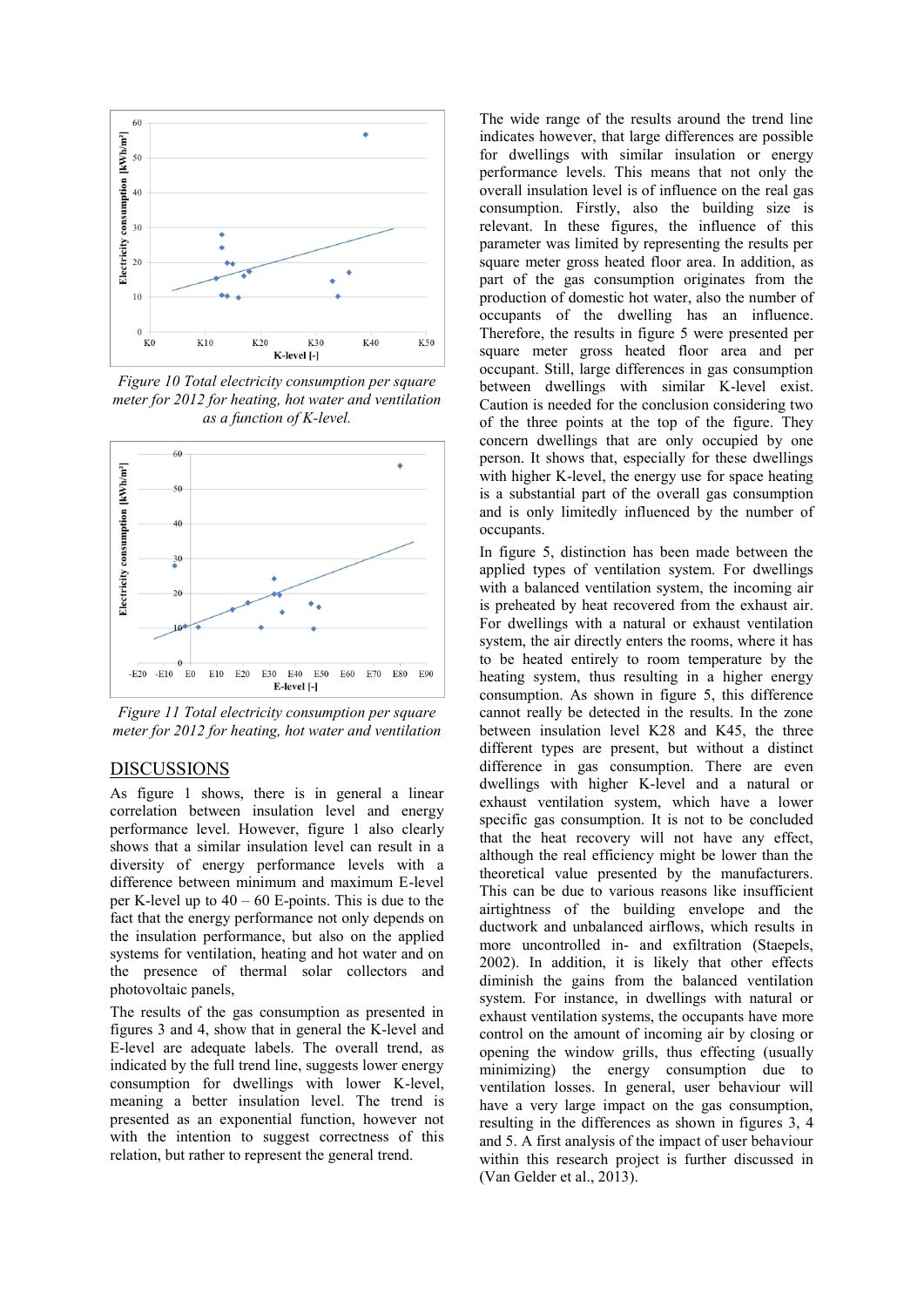Figure 10 Total electricity consumption per square meter for 2012 for heating, hot water and ventilation as a function of K-level.

Figure 11 Total electricity consumption per square meter for 2012 for heating, hot water and ventilation

## DISCUSSIONS

As figure 1 shows, there is in general a linear correlation between insulation level and energy performance level. However, figure 1 also clearly shows that a similar insulation level can result in a diversity of energy performance levels with a difference between minimum and maximum E-level per K-level up to 40 – 60 E-points. This is due to the fact that the energy performance not only depends on the insulation performance, but also on the applied systems for ventilation, heating and hot water and on the presence of thermal solar collectors and photovoltaic panels,

The results of the gas consumption as presented in figures 3 and 4, show that in general the K-level and E-level are adequate labels. The overall trend, as indicated by the full trend line, suggests lower energy consumption for dwellings with lower K-level, meaning a better insulation level. The trend is presented as an exponential function, however not with the intention to suggest correctness of this relation, but rather to represent the general trend.

The wide range of the results around the trend line indicates however, that large differences are possible for dwellings with similar insulation or energy performance levels. This means that not only the overall insulation level is of influence on the real gas consumption. Firstly, also the building size is relevant. In these figures, the influence of this parameter was limited by representing the results per square meter gross heated floor area. In addition, as part of the gas consumption originates from the production of domestic hot water, also the number of occupants of the dwelling has an influence. Therefore, the results in figure 5 were presented per square meter gross heated floor area and per occupant. Still, large differences in gas consumption between dwellings with similar K-level exist. Caution is needed for the conclusion considering two of the three points at the top of the figure. They concern dwellings that are only occupied by one person. It shows that, especially for these dwellings with higher K-level, the energy use for space heating is a substantial part of the overall gas consumption and is only limitedly influenced by the number of occupants.

In figure 5, distinction has been made between the applied types of ventilation system. For dwellings with a balanced ventilation system, the incoming air is preheated by heat recovered from the exhaust air. For dwellings with a natural or exhaust ventilation system, the air directly enters the rooms, where it has to be heated entirely to room temperature by the heating system, thus resulting in a higher energy consumption. As shown in figure 5, this difference cannot really be detected in the results. In the zone between insulation level K28 and K45, the three different types are present, but without a distinct difference in gas consumption. There are even dwellings with higher K-level and a natural or exhaust ventilation system, which have a lower specific gas consumption. It is not to be concluded that the heat recovery will not have any effect, although the real efficiency might be lower than the theoretical value presented by the manufacturers. This can be due to various reasons like insufficient airtightness of the building envelope and the ductwork and unbalanced airflows, which results in more uncontrolled in- and exfiltration (Staepels, 2002). In addition, it is likely that other effects diminish the gains from the balanced ventilation system. For instance, in dwellings with natural or exhaust ventilation systems, the occupants have more control on the amount of incoming air by closing or opening the window grills, thus effecting (usually minimizing) the energy consumption due to ventilation losses. In general, user behaviour will have a very large impact on the gas consumption, resulting in the differences as shown in figures 3, 4 and 5. A first analysis of the impact of user behaviour within this research project is further discussed in (Van Gelder et al., 2013).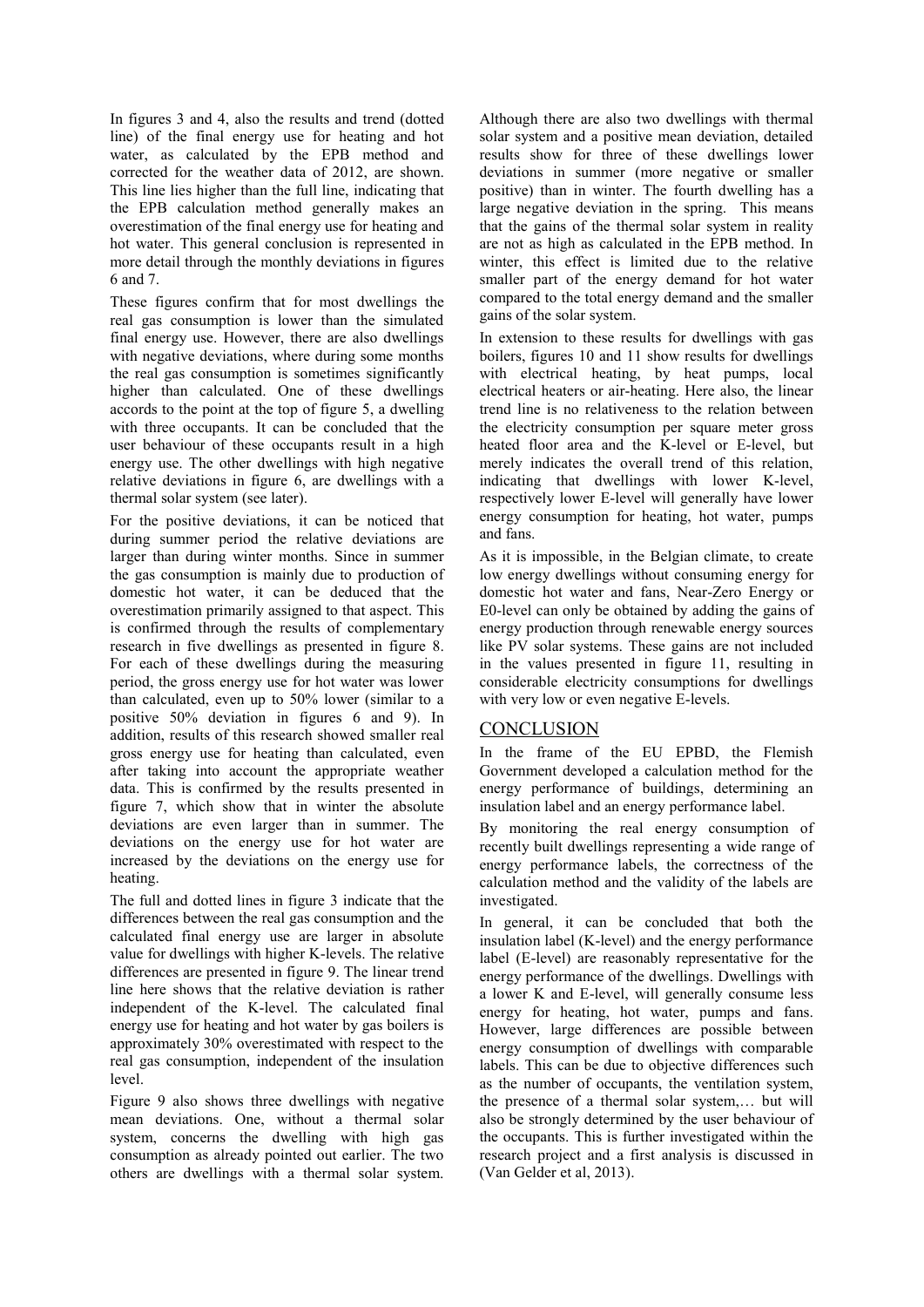In figures 3 and 4, also the results and trend (dotted line) of the final energy use for heating and hot water, as calculated by the EPB method and corrected for the weather data of 2012, are shown. This line lies higher than the full line, indicating that the EPB calculation method generally makes an overestimation of the final energy use for heating and hot water. This general conclusion is represented in more detail through the monthly deviations in figures 6 and 7.

These figures confirm that for most dwellings the real gas consumption is lower than the simulated final energy use. However, there are also dwellings with negative deviations, where during some months the real gas consumption is sometimes significantly higher than calculated. One of these dwellings accords to the point at the top of figure 5, a dwelling with three occupants. It can be concluded that the user behaviour of these occupants result in a high energy use. The other dwellings with high negative relative deviations in figure 6, are dwellings with a thermal solar system (see later).

For the positive deviations, it can be noticed that during summer period the relative deviations are larger than during winter months. Since in summer the gas consumption is mainly due to production of domestic hot water, it can be deduced that the overestimation primarily assigned to that aspect. This is confirmed through the results of complementary research in five dwellings as presented in figure 8. For each of these dwellings during the measuring period, the gross energy use for hot water was lower than calculated, even up to 50% lower (similar to a positive 50% deviation in figures 6 and 9). In addition, results of this research showed smaller real gross energy use for heating than calculated, even after taking into account the appropriate weather data. This is confirmed by the results presented in figure 7, which show that in winter the absolute deviations are even larger than in summer. The deviations on the energy use for hot water are increased by the deviations on the energy use for heating.

The full and dotted lines in figure 3 indicate that the differences between the real gas consumption and the calculated final energy use are larger in absolute value for dwellings with higher K-levels. The relative differences are presented in figure 9. The linear trend line here shows that the relative deviation is rather independent of the K-level. The calculated final energy use for heating and hot water by gas boilers is approximately 30% overestimated with respect to the real gas consumption, independent of the insulation level.

Figure 9 also shows three dwellings with negative mean deviations. One, without a thermal solar system, concerns the dwelling with high gas consumption as already pointed out earlier. The two others are dwellings with a thermal solar system. Although there are also two dwellings with thermal solar system and a positive mean deviation, detailed results show for three of these dwellings lower deviations in summer (more negative or smaller positive) than in winter. The fourth dwelling has a large negative deviation in the spring. This means that the gains of the thermal solar system in reality are not as high as calculated in the EPB method. In winter, this effect is limited due to the relative smaller part of the energy demand for hot water compared to the total energy demand and the smaller gains of the solar system.

In extension to these results for dwellings with gas boilers, figures 10 and 11 show results for dwellings with electrical heating, by heat pumps, local electrical heaters or air-heating. Here also, the linear trend line is no relativeness to the relation between the electricity consumption per square meter gross heated floor area and the K-level or E-level, but merely indicates the overall trend of this relation, indicating that dwellings with lower K-level, respectively lower E-level will generally have lower energy consumption for heating, hot water, pumps and fans.

As it is impossible, in the Belgian climate, to create low energy dwellings without consuming energy for domestic hot water and fans, Near-Zero Energy or E0-level can only be obtained by adding the gains of energy production through renewable energy sources like PV solar systems. These gains are not included in the values presented in figure 11, resulting in considerable electricity consumptions for dwellings with very low or even negative E-levels.

## CONCLUSION

In the frame of the EU EPBD, the Flemish Government developed a calculation method for the energy performance of buildings, determining an insulation label and an energy performance label.

By monitoring the real energy consumption of recently built dwellings representing a wide range of energy performance labels, the correctness of the calculation method and the validity of the labels are investigated.

In general, it can be concluded that both the insulation label (K-level) and the energy performance label (E-level) are reasonably representative for the energy performance of the dwellings. Dwellings with a lower K and E-level, will generally consume less energy for heating, hot water, pumps and fans. However, large differences are possible between energy consumption of dwellings with comparable labels. This can be due to objective differences such as the number of occupants, the ventilation system, the presence of a thermal solar system,… but will also be strongly determined by the user behaviour of the occupants. This is further investigated within the research project and a first analysis is discussed in (Van Gelder et al, 2013).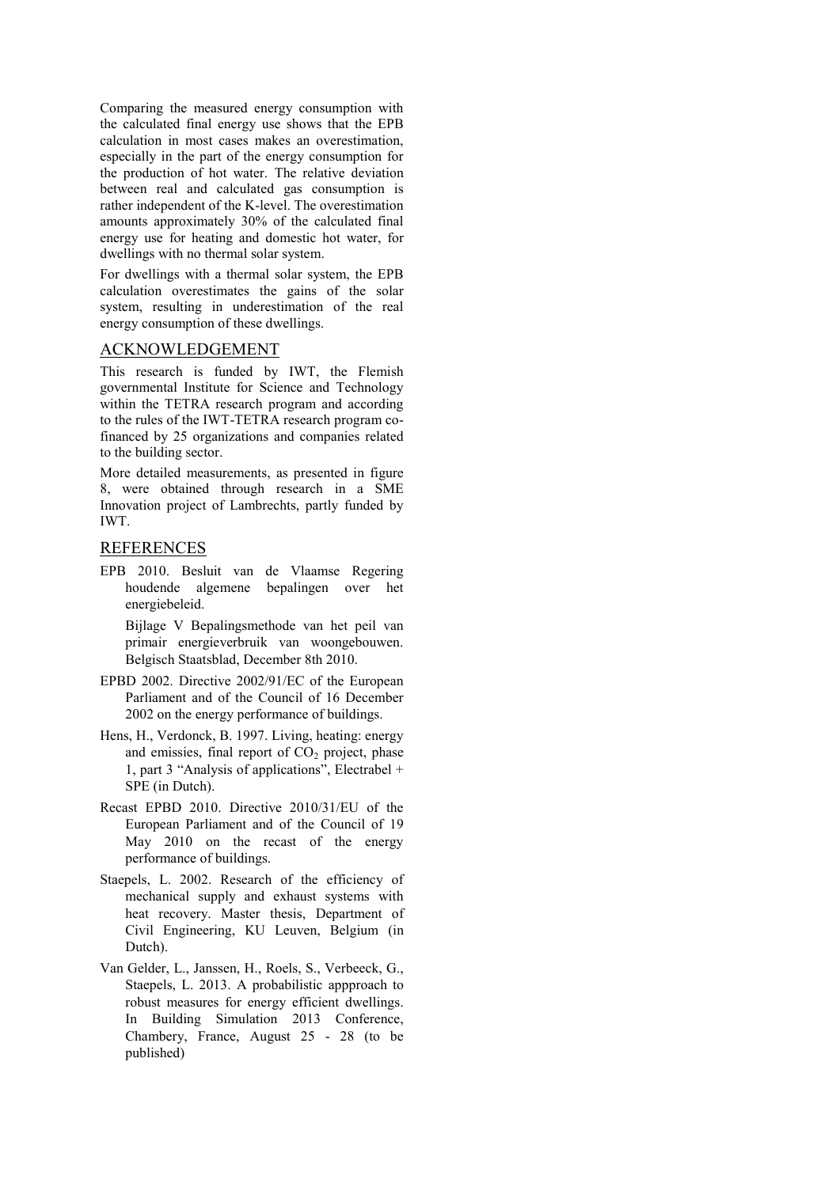Comparing the measured energy consumption with the calculated final energy use shows that the EPB calculation in most cases makes an overestimation, especially in the part of the energy consumption for the production of hot water. The relative deviation between real and calculated gas consumption is rather independent of the K-level. The overestimation amounts approximately 30% of the calculated final energy use for heating and domestic hot water, for dwellings with no thermal solar system.

For dwellings with a thermal solar system, the EPB calculation overestimates the gains of the solar system, resulting in underestimation of the real energy consumption of these dwellings.

## ACKNOWLEDGEMENT

This research is funded by IWT, the Flemish governmental Institute for Science and Technology within the TETRA research program and according to the rules of the IWT-TETRA research program co-financed by 25 organizations and companies related to the building sector.

More detailed measurements, as presented in figure 8, were obtained through research in a SME Innovation project of Lambrechts, partly funded by IWT.

## REFERENCES

EPB 2010. Besluit van de Vlaamse Regering houdende algemene bepalingen over het energiebeleid.

Bijlage V Bepalingsmethode van het peil van primair energieverbruik van woongebouwen. Belgisch Staatsblad, December 8th 2010.

EPBD 2002. Directive 2002/91/EC of the European Parliament and of the Council of 16 December 2002 on the energy performance of buildings.

Hens, H., Verdonck, B. 1997. Living, heating: energy and emissies, final report of $CO_2$ project, phase 1, part 3 "Analysis of applications", Electrabel + SPE (in Dutch).

Recast EPBD 2010. Directive 2010/31/EU of the European Parliament and of the Council of 19 May 2010 on the recast of the energy performance of buildings.

Staepels, L. 2002. Research of the efficiency of mechanical supply and exhaust systems with heat recovery. Master thesis, Department of Civil Engineering, KU Leuven, Belgium (in Dutch).

Van Gelder, L., Janssen, H., Roels, S., Verbeeck, G., Staepels, L. 2013. A probabilistic appproach to robust measures for energy efficient dwellings. In Building Simulation 2013 Conference, Chambery, France, August 25 - 28 (to be published)